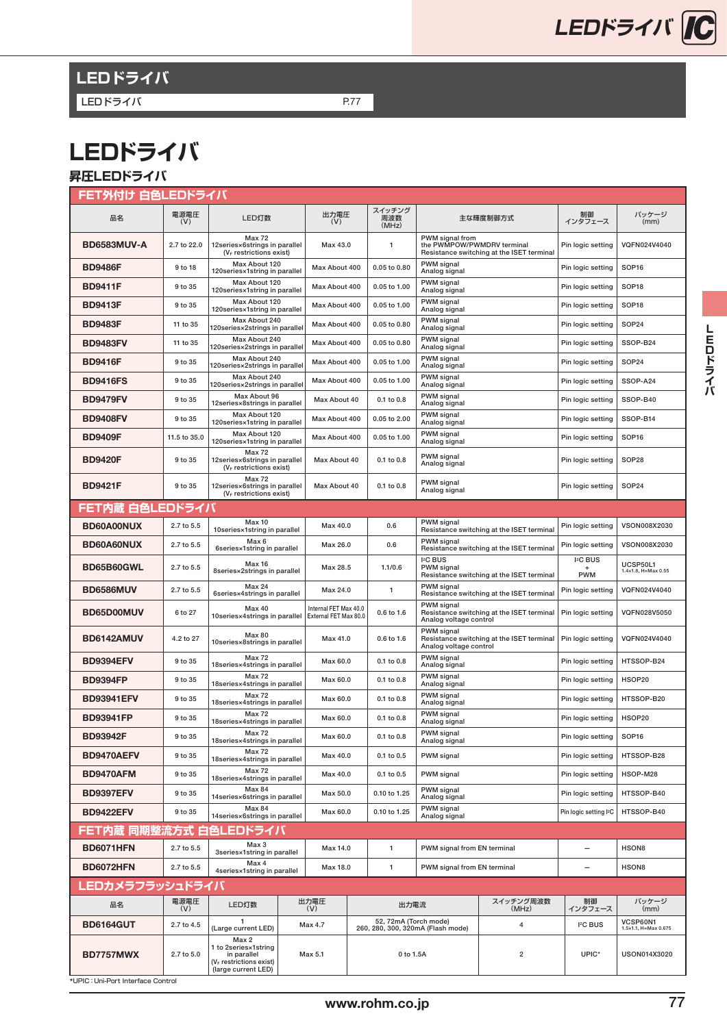## LEDドライバ

| LEDドライバ | P.77 |
|---|---|

# LEDドライバ

## 昇圧LEDドライバ

### FET外付け 白色LEDドライバ

| 品名 | 電源電圧 (V) | LED灯数 | 出力電圧 (V) | スイッチング周波数 (MHz) | 主な輝度制御方式 | 制御インタフェース | パッケージ (mm) |
|---|---|---|---|---|---|---|---|
| **BD6583MUV-A** | 2.7 to 22.0 | Max 72<br>12series×6strings in parallel<br>($V_F$ restrictions exist) | Max 43.0 | 1 | PWM signal from the PWMPOW/PWMDRV terminal<br>Resistance switching at the ISET terminal | Pin logic setting | VQFN024V4040 |
| **BD9486F** | 9 to 18 | Max About 120<br>120series×1string in parallel | Max About 400 | 0.05 to 0.80 | PWM signal<br>Analog signal | Pin logic setting | SOP16 |
| **BD9411F** | 9 to 35 | Max About 120<br>120series×1string in parallel | Max About 400 | 0.05 to 1.00 | PWM signal<br>Analog signal | Pin logic setting | SOP18 |
| **BD9413F** | 9 to 35 | Max About 120<br>120series×1string in parallel | Max About 400 | 0.05 to 1.00 | PWM signal<br>Analog signal | Pin logic setting | SOP18 |
| **BD9483F** | 11 to 35 | Max About 240<br>120series×2strings in parallel | Max About 400 | 0.05 to 0.80 | PWM signal<br>Analog signal | Pin logic setting | SOP24 |
| **BD9483FV** | 11 to 35 | Max About 240<br>120series×2strings in parallel | Max About 400 | 0.05 to 0.80 | PWM signal<br>Analog signal | Pin logic setting | SSOP-B24 |
| **BD9416F** | 9 to 35 | Max About 240<br>120series×2strings in parallel | Max About 400 | 0.05 to 1.00 | PWM signal<br>Analog signal | Pin logic setting | SOP24 |
| **BD9416FS** | 9 to 35 | Max About 240<br>120series×2strings in parallel | Max About 400 | 0.05 to 1.00 | PWM signal<br>Analog signal | Pin logic setting | SSOP-A24 |
| **BD9479FV** | 9 to 35 | Max About 96<br>12series×8strings in parallel | Max About 40 | 0.1 to 0.8 | PWM signal<br>Analog signal | Pin logic setting | SSOP-B40 |
| **BD9408FV** | 9 to 35 | Max About 120<br>120series×1string in parallel | Max About 400 | 0.05 to 2.00 | PWM signal<br>Analog signal | Pin logic setting | SSOP-B14 |
| **BD9409F** | 11.5 to 35.0 | Max About 120<br>120series×1string in parallel | Max About 400 | 0.05 to 1.00 | PWM signal<br>Analog signal | Pin logic setting | SOP16 |
| **BD9420F** | 9 to 35 | Max 72<br>12series×6strings in parallel<br>($V_F$ restrictions exist) | Max About 40 | 0.1 to 0.8 | PWM signal<br>Analog signal | Pin logic setting | SOP28 |
| **BD9421F** | 9 to 35 | Max 72<br>12series×6strings in parallel<br>($V_F$ restrictions exist) | Max About 40 | 0.1 to 0.8 | PWM signal<br>Analog signal | Pin logic setting | SOP24 |

### FET内蔵 白色LEDドライバ

| 品名 | 電源電圧 (V) | LED灯数 | 出力電圧 (V) | スイッチング周波数 (MHz) | 主な輝度制御方式 | 制御インタフェース | パッケージ (mm) |
|---|---|---|---|---|---|---|---|
| **BD60A00NUX** | 2.7 to 5.5 | Max 10<br>10series×1string in parallel | Max 40.0 | 0.6 | PWM signal<br>Resistance switching at the ISET terminal | Pin logic setting | VSON008X2030 |
| **BD60A60NUX** | 2.7 to 5.5 | Max 6<br>6series×1string in parallel | Max 26.0 | 0.6 | PWM signal<br>Resistance switching at the ISET terminal | Pin logic setting | VSON008X2030 |
| **BD65B60GWL** | 2.7 to 5.5 | Max 16<br>8series×2strings in parallel | Max 28.5 | 1.1/0.6 | I²C BUS<br>PWM signal<br>Resistance switching at the ISET terminal | I²C BUS<br>+<br>PWM | UCSP50L1<br>1.4x1.8, H=Max 0.55 |
| **BD6586MUV** | 2.7 to 5.5 | Max 24<br>6series×4strings in parallel | Max 24.0 | 1 | PWM signal<br>Resistance switching at the ISET terminal | Pin logic setting | VQFN024V4040 |
| **BD65D00MUV** | 6 to 27 | Max 40<br>10series×4strings in parallel | Internal FET Max 40.0<br>External FET Max 80.0 | 0.6 to 1.6 | PWM signal<br>Resistance switching at the ISET terminal<br>Analog voltage control | Pin logic setting | VQFN028V5050 |
| **BD6142AMUV** | 4.2 to 27 | Max 80<br>10series×8strings in parallel | Max 41.0 | 0.6 to 1.6 | PWM signal<br>Resistance switching at the ISET terminal<br>Analog voltage control | Pin logic setting | VQFN024V4040 |
| **BD9394EFV** | 9 to 35 | Max 72<br>18series×4strings in parallel | Max 60.0 | 0.1 to 0.8 | PWM signal<br>Analog signal | Pin logic setting | HTSSOP-B24 |
| **BD9394FP** | 9 to 35 | Max 72<br>18series×4strings in parallel | Max 60.0 | 0.1 to 0.8 | PWM signal<br>Analog signal | Pin logic setting | HSOP20 |
| **BD93941EFV** | 9 to 35 | Max 72<br>18series×4strings in parallel | Max 60.0 | 0.1 to 0.8 | PWM signal<br>Analog signal | Pin logic setting | HTSSOP-B20 |
| **BD93941FP** | 9 to 35 | Max 72<br>18series×4strings in parallel | Max 60.0 | 0.1 to 0.8 | PWM signal<br>Analog signal | Pin logic setting | HSOP20 |
| **BD93942F** | 9 to 35 | Max 72<br>18series×4strings in parallel | Max 60.0 | 0.1 to 0.8 | PWM signal<br>Analog signal | Pin logic setting | SOP16 |
| **BD9470AEFV** | 9 to 35 | Max 72<br>18series×4strings in parallel | Max 40.0 | 0.1 to 0.5 | PWM signal | Pin logic setting | HTSSOP-B28 |
| **BD9470AFM** | 9 to 35 | Max 72<br>18series×4strings in parallel | Max 40.0 | 0.1 to 0.5 | PWM signal | Pin logic setting | HSOP-M28 |
| **BD9397EFV** | 9 to 35 | Max 84<br>14series×6strings in parallel | Max 50.0 | 0.10 to 1.25 | PWM signal<br>Analog signal | Pin logic setting | HTSSOP-B40 |
| **BD9422EFV** | 9 to 35 | Max 84<br>14series×6strings in parallel | Max 60.0 | 0.10 to 1.25 | PWM signal<br>Analog signal | Pin logic setting I²C | HTSSOP-B40 |

### FET内蔵 同期整流方式 白色LEDドライバ

| 品名 | 電源電圧 (V) | LED灯数 | 出力電圧 (V) | スイッチング周波数 (MHz) | 主な輝度制御方式 | 制御インタフェース | パッケージ (mm) |
|---|---|---|---|---|---|---|---|
| **BD6071HFN** | 2.7 to 5.5 | Max 3<br>3series×1string in parallel | Max 14.0 | 1 | PWM signal from EN terminal | – | HSON8 |
| **BD6072HFN** | 2.7 to 5.5 | Max 4<br>4series×1string in parallel | Max 18.0 | 1 | PWM signal from EN terminal | – | HSON8 |

### LEDカメラフラッシュドライバ

| 品名 | 電源電圧 (V) | LED灯数 | 出力電圧 (V) | 出力電流 | スイッチング周波数 (MHz) | 制御インタフェース | パッケージ (mm) |
|---|---|---|---|---|---|---|---|
| **BD6164GUT** | 2.7 to 4.5 | 1<br>(Large current LED) | Max 4.7 | 52, 72mA (Torch mode)<br>260, 280, 300, 320mA (Flash mode) | 4 | I²C BUS | VCSP60N1<br>1.5x1.1, H=Max 0.675 |
| **BD7757MWX** | 2.7 to 5.0 | Max 2<br>1 to 2series×1string in parallel<br>($V_F$ restrictions exist)<br>(large current LED) | Max 5.1 | 0 to 1.5A | 2 | UPIC* | USON014X3020 |

*UPIC : Uni-Port Interface Control

www.rohm.co.jp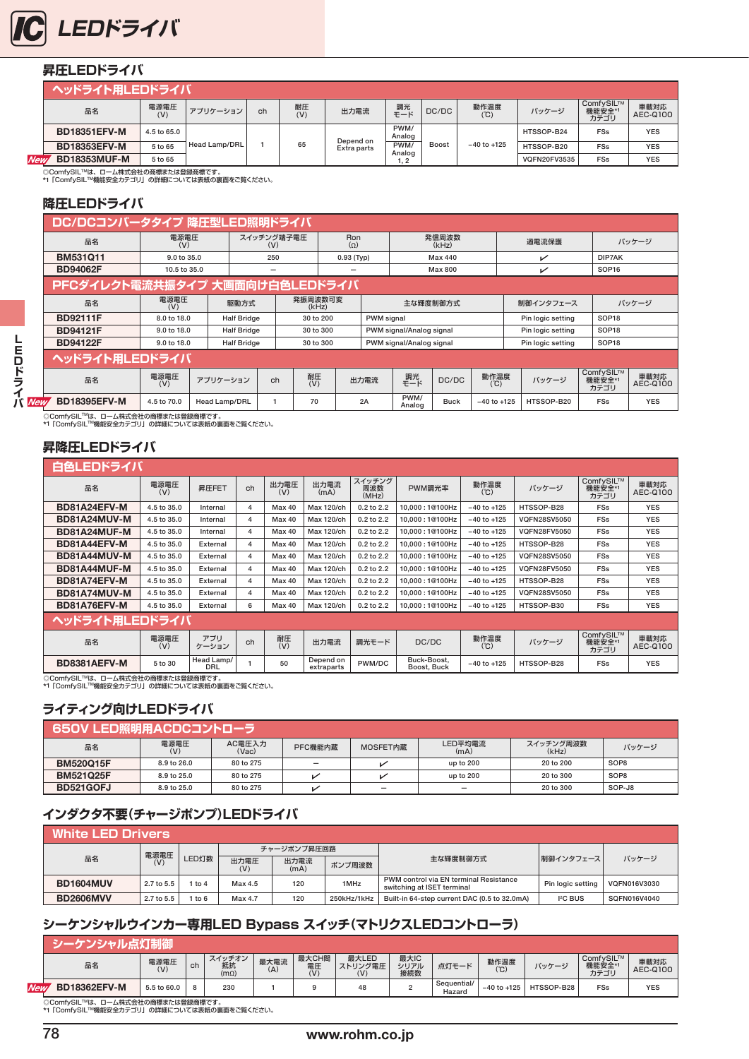# LEDドライバ

## 昇圧LEDドライバ

### ヘッドライト用LEDドライバ

| 品名 | 電源電圧 (V) | アプリケーション | ch | 耐圧 (V) | 出力電流 | 調光モード | DC/DC | 動作温度 (℃) | パッケージ | ComfySIL™ 機能安全[*1] カテゴリ | 車載対応 AEC-Q100 |
|---|---|---|---|---|---|---|---|---|---|---|---|
| BD18351EFV-M | 4.5 to 65.0 | Head Lamp/DRL | 1 | 65 | Depend on Extra parts | PWM/ Analog | Boost | −40 to +125 | HTSSOP-B24 | FSs | YES |
| BD18353EFV-M | 5 to 65 | | | | | PWM/ Analog 1, 2 | | | HTSSOP-B20 | FSs | YES |
| New BD18353MUF-M | 5 to 65 | | | | | | | | VQFN20FV3535 | FSs | YES |

◎ComfySIL™は、ローム株式会社の商標または登録商標です。
*1「ComfySIL™機能安全カテゴリ」の詳細については表紙の裏面をご覧ください。

## 降圧LEDドライバ

### DC/DCコンバータタイプ 降圧型LED照明ドライバ

| 品名 | 電源電圧 (V) | スイッチング端子電圧 (V) | Ron (Ω) | 発信周波数 (kHz) | 過電流保護 | パッケージ |
|---|---|---|---|---|---|---|
| BM531Q11 | 9.0 to 35.0 | 250 | 0.93 (Typ) | Max 440 | ✓ | DIP7AK |
| BD94062F | 10.5 to 35.0 | – | – | Max 800 | ✓ | SOP16 |

### PFCダイレクト電流共振タイプ 大画面向け白色LEDドライバ

| 品名 | 電源電圧 (V) | 駆動方式 | 発振周波数可変 (kHz) | 主な輝度制御方式 | 制御インタフェース | パッケージ |
|---|---|---|---|---|---|---|
| BD92111F | 8.0 to 18.0 | Half Bridge | 30 to 200 | PWM signal | Pin logic setting | SOP18 |
| BD94121F | 9.0 to 18.0 | Half Bridge | 30 to 300 | PWM signal/Analog signal | Pin logic setting | SOP18 |
| BD94122F | 9.0 to 18.0 | Half Bridge | 30 to 300 | PWM signal/Analog signal | Pin logic setting | SOP18 |

### ヘッドライト用LEDドライバ

| 品名 | 電源電圧 (V) | アプリケーション | ch | 耐圧 (V) | 出力電流 | 調光モード | DC/DC | 動作温度 (℃) | パッケージ | ComfySIL™ 機能安全[*1] カテゴリ | 車載対応 AEC-Q100 |
|---|---|---|---|---|---|---|---|---|---|---|---|
| New BD18395EFV-M | 4.5 to 70.0 | Head Lamp/DRL | 1 | 70 | 2A | PWM/ Analog | Buck | −40 to +125 | HTSSOP-B20 | FSs | YES |

◎ComfySIL™は、ローム株式会社の商標または登録商標です。
*1「ComfySIL™機能安全カテゴリ」の詳細については表紙の裏面をご覧ください。

## 昇降圧LEDドライバ

### 白色LEDドライバ

| 品名 | 電源電圧 (V) | 昇圧FET | ch | 出力電圧 (V) | 出力電流 (mA) | スイッチング周波数 (MHz) | PWM調光率 | 動作温度 (℃) | パッケージ | ComfySIL™ 機能安全[*1] カテゴリ | 車載対応 AEC-Q100 |
|---|---|---|---|---|---|---|---|---|---|---|---|
| BD81A24EFV-M | 4.5 to 35.0 | Internal | 4 | Max 40 | Max 120/ch | 0.2 to 2.2 | 10,000 : 1@100Hz | −40 to +125 | HTSSOP-B28 | FSs | YES |
| BD81A24MUV-M | 4.5 to 35.0 | Internal | 4 | Max 40 | Max 120/ch | 0.2 to 2.2 | 10,000 : 1@100Hz | −40 to +125 | VQFN28SV5050 | FSs | YES |
| BD81A24MUF-M | 4.5 to 35.0 | Internal | 4 | Max 40 | Max 120/ch | 0.2 to 2.2 | 10,000 : 1@100Hz | −40 to +125 | VQFN28FV5050 | FSs | YES |
| BD81A44EFV-M | 4.5 to 35.0 | External | 4 | Max 40 | Max 120/ch | 0.2 to 2.2 | 10,000 : 1@100Hz | −40 to +125 | HTSSOP-B28 | FSs | YES |
| BD81A44MUV-M | 4.5 to 35.0 | External | 4 | Max 40 | Max 120/ch | 0.2 to 2.2 | 10,000 : 1@100Hz | −40 to +125 | VQFN28SV5050 | FSs | YES |
| BD81A44MUF-M | 4.5 to 35.0 | External | 4 | Max 40 | Max 120/ch | 0.2 to 2.2 | 10,000 : 1@100Hz | −40 to +125 | VQFN28FV5050 | FSs | YES |
| BD81A74EFV-M | 4.5 to 35.0 | External | 4 | Max 40 | Max 120/ch | 0.2 to 2.2 | 10,000 : 1@100Hz | −40 to +125 | HTSSOP-B28 | FSs | YES |
| BD81A74MUV-M | 4.5 to 35.0 | External | 4 | Max 40 | Max 120/ch | 0.2 to 2.2 | 10,000 : 1@100Hz | −40 to +125 | VQFN28SV5050 | FSs | YES |
| BD81A76EFV-M | 4.5 to 35.0 | External | 6 | Max 40 | Max 120/ch | 0.2 to 2.2 | 10,000 : 1@100Hz | −40 to +125 | HTSSOP-B30 | FSs | YES |

### ヘッドライト用LEDドライバ

| 品名 | 電源電圧 (V) | アプリケーション | ch | 耐圧 (V) | 出力電流 | 調光モード | DC/DC | 動作温度 (℃) | パッケージ | ComfySIL™ 機能安全[*1] カテゴリ | 車載対応 AEC-Q100 |
|---|---|---|---|---|---|---|---|---|---|---|---|
| BD8381AEFV-M | 5 to 30 | Head Lamp/ DRL | 1 | 50 | Depend on extraparts | PWM/DC | Buck-Boost, Boost, Buck | −40 to +125 | HTSSOP-B28 | FSs | YES |

◎ComfySIL™は、ローム株式会社の商標または登録商標です。
*1「ComfySIL™機能安全カテゴリ」の詳細については表紙の裏面をご覧ください。

## ライティング向けLEDドライバ

### 650V LED照明用ACDCコントローラ

| 品名 | 電源電圧 (V) | AC電圧入力 (Vac) | PFC機能内蔵 | MOSFET内蔵 | LED平均電流 (mA) | スイッチング周波数 (kHz) | パッケージ |
|---|---|---|---|---|---|---|---|
| BM520Q15F | 8.9 to 26.0 | 80 to 275 | – | ✓ | up to 200 | 20 to 200 | SOP8 |
| BM521Q25F | 8.9 to 25.0 | 80 to 275 | ✓ | ✓ | up to 200 | 20 to 300 | SOP8 |
| BD521GOFJ | 8.9 to 25.0 | 80 to 275 | ✓ | – | – | 20 to 300 | SOP-J8 |

## インダクタ不要(チャージポンプ)LEDドライバ

### White LED Drivers

| 品名 | 電源電圧 (V) | LED灯数 | チャージポンプ昇圧回路 | | | 主な輝度制御方式 | 制御インタフェース | パッケージ |
|---|---|---|---|---|---|---|---|---|
| | | | 出力電圧 (V) | 出力電流 (mA) | ポンプ周波数 | | | |
| BD1604MUV | 2.7 to 5.5 | 1 to 4 | Max 4.5 | 120 | 1MHz | PWM control via EN terminal Resistance switching at ISET terminal | Pin logic setting | VQFN016V3030 |
| BD2606MVV | 2.7 to 5.5 | 1 to 6 | Max 4.7 | 120 | 250kHz/1kHz | Built-in 64-step current DAC (0.5 to 32.0mA) | I²C BUS | SQFN016V4040 |

## シーケンシャルウインカー専用LED Bypass スイッチ(マトリクスLEDコントローラ)

### シーケンシャル点灯制御

| 品名 | 電源電圧 (V) | ch | スイッチオン抵抗 (mΩ) | 最大電流 (A) | 最大CH間電圧 (V) | 最大LEDストリング電圧 (V) | 最大ICシリアル接続数 | 点灯モード | 動作温度 (℃) | パッケージ | ComfySIL™ 機能安全[*1] カテゴリ | 車載対応 AEC-Q100 |
|---|---|---|---|---|---|---|---|---|---|---|---|---|
| New BD18362EFV-M | 5.5 to 60.0 | 8 | 230 | 1 | 9 | 48 | 2 | Sequential/ Hazard | −40 to +125 | HTSSOP-B28 | FSs | YES |

◎ComfySIL™は、ローム株式会社の商標または登録商標です。
*1「ComfySIL™機能安全カテゴリ」の詳細については表紙の裏面をご覧ください。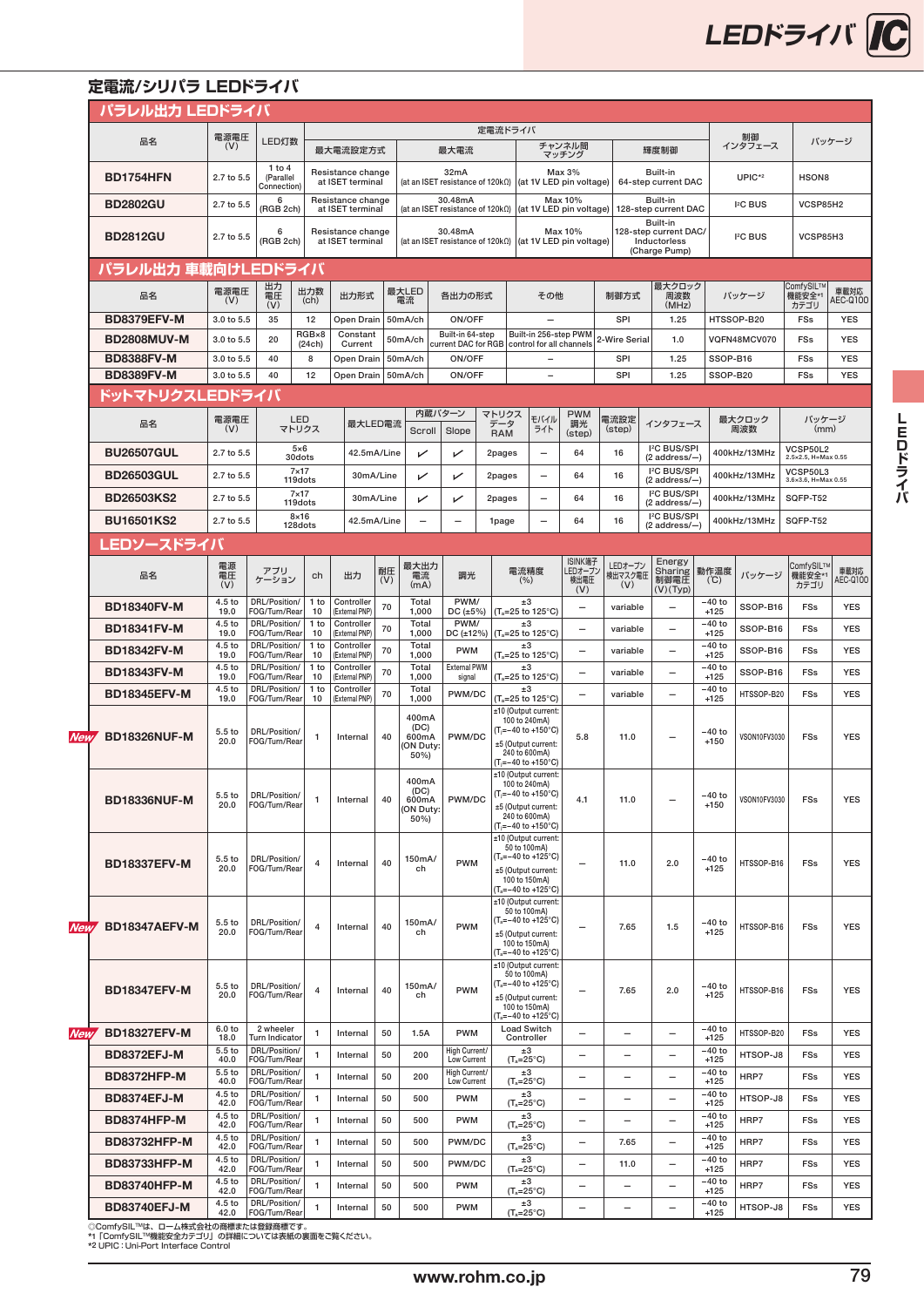## 定電流/シリパラ LEDドライバ

### パラレル出力 LEDドライバ

| 品名 | 電源電圧 (V) | LED灯数 | 定電流ドライバ | | | | 制御インタフェース | パッケージ |
|---|---|---|---|---|---|---|---|---|
| | | | 最大電流設定方式 | 最大電流 | チャンネル間マッチング | 輝度制御 | | |
| BD1754HFN | 2.7 to 5.5 | 1 to 4 (Parallel Connection) | Resistance change at ISET terminal | 32mA (at an ISET resistance of 120kΩ) | Max 3% (at 1V LED pin voltage) | Built-in 64-step current DAC | UPIC*2 | HSON8 |
| BD2802GU | 2.7 to 5.5 | 6 (RGB 2ch) | Resistance change at ISET terminal | 30.48mA (at an ISET resistance of 120kΩ) | Max 10% (at 1V LED pin voltage) | Built-in 128-step current DAC | I²C BUS | VCSP85H2 |
| BD2812GU | 2.7 to 5.5 | 6 (RGB 2ch) | Resistance change at ISET terminal | 30.48mA (at an ISET resistance of 120kΩ) | Max 10% (at 1V LED pin voltage) | Built-in 128-step current DAC/ Inductorless (Charge Pump) | I²C BUS | VCSP85H3 |

### パラレル出力 車載向けLEDドライバ

| 品名 | 電源電圧 (V) | 出力電圧 (V) | 出力数 (ch) | 出力形式 | 最大LED電流 | 各出力の形式 | その他 | 制御方式 | 最大クロック周波数 (MHz) | パッケージ | ComfySIL™ 機能安全*1 カテゴリ | 車載対応 AEC-Q100 |
|---|---|---|---|---|---|---|---|---|---|---|---|---|
| BD8379EFV-M | 3.0 to 5.5 | 35 | 12 | Open Drain | 50mA/ch | ON/OFF | – | SPI | 1.25 | HTSSOP-B20 | FSs | YES |
| BD2808MUV-M | 3.0 to 5.5 | 20 | RGB×8 (24ch) | Constant Current | 50mA/ch | Built-in 64-step current DAC for RGB | Built-in 256-step PWM control for all channels | 2-Wire Serial | 1.0 | VQFN48MCV070 | FSs | YES |
| BD8388FV-M | 3.0 to 5.5 | 40 | 8 | Open Drain | 50mA/ch | ON/OFF | – | SPI | 1.25 | SSOP-B16 | FSs | YES |
| BD8389FV-M | 3.0 to 5.5 | 40 | 12 | Open Drain | 50mA/ch | ON/OFF | – | SPI | 1.25 | SSOP-B20 | FSs | YES |

### ドットマトリクスLEDドライバ

| 品名 | 電源電圧 (V) | LEDマトリクス | 最大LED電流 | 内蔵パターン | | マトリクスデータRAM | モバイルライト | PWM調光 (step) | 電流設定 (step) | インタフェース | 最大クロック周波数 | パッケージ (mm) |
|---|---|---|---|---|---|---|---|---|---|---|---|---|
| | | | | Scroll | Slope | | | | | | | |
| BU26507GUL | 2.7 to 5.5 | 5×6 30dots | 42.5mA/Line | ✓ | ✓ | 2pages | – | 64 | 16 | I²C BUS/SPI (2 address/–) | 400kHz/13MHz | VCSP50L2 2.5×2.5, H=Max 0.55 |
| BD26503GUL | 2.7 to 5.5 | 7×17 119dots | 30mA/Line | ✓ | ✓ | 2pages | – | 64 | 16 | I²C BUS/SPI (2 address/–) | 400kHz/13MHz | VCSP50L3 3.6×3.6, H=Max 0.55 |
| BD26503KS2 | 2.7 to 5.5 | 7×17 119dots | 30mA/Line | ✓ | ✓ | 2pages | – | 64 | 16 | I²C BUS/SPI (2 address/–) | 400kHz/13MHz | SQFP-T52 |
| BU16501KS2 | 2.7 to 5.5 | 8×16 128dots | 42.5mA/Line | – | – | 1page | – | 64 | 16 | I²C BUS/SPI (2 address/–) | 400kHz/13MHz | SQFP-T52 |

### LEDソースドライバ

| 品名 | 電源電圧 (V) | アプリケーション | ch | 出力 | 耐圧 (V) | 最大出力電流 (mA) | 調光 | 電流精度 (%) | ISINK端子 LEDオープン検出電圧 (V) | LEDオープン検出マスク電圧 (V) | Energy Sharing 制御電圧 (V)(Typ) | 動作温度 (°C) | パッケージ | ComfySIL™ 機能安全*1 カテゴリ | 車載対応 AEC-Q100 |
|---|---|---|---|---|---|---|---|---|---|---|---|---|---|---|---|
| BD18340FV-M | 4.5 to 19.0 | DRL/Position/ FOG/Turn/Rear | 1 to 10 | Controller (External PNP) | 70 | Total 1,000 | PWM/ DC (±5%) | ±3 (Tₐ=25 to 125°C) | – | variable | – | −40 to +125 | SSOP-B16 | FSs | YES |
| BD18341FV-M | 4.5 to 19.0 | DRL/Position/ FOG/Turn/Rear | 1 to 10 | Controller (External PNP) | 70 | Total 1,000 | PWM/ DC (±12%) | ±3 (Tₐ=25 to 125°C) | – | variable | – | −40 to +125 | SSOP-B16 | FSs | YES |
| BD18342FV-M | 4.5 to 19.0 | DRL/Position/ FOG/Turn/Rear | 1 to 10 | Controller (External PNP) | 70 | Total 1,000 | PWM | ±3 (Tₐ=25 to 125°C) | – | variable | – | −40 to +125 | SSOP-B16 | FSs | YES |
| BD18343FV-M | 4.5 to 19.0 | DRL/Position/ FOG/Turn/Rear | 1 to 10 | Controller (External PNP) | 70 | Total 1,000 | External PWM signal | ±3 (Tₐ=25 to 125°C) | – | variable | – | −40 to +125 | SSOP-B16 | FSs | YES |
| BD18345EFV-M | 4.5 to 19.0 | DRL/Position/ FOG/Turn/Rear | 1 to 10 | Controller (External PNP) | 70 | Total 1,000 | PWM/DC | ±3 (Tₐ=25 to 125°C) | – | variable | – | −40 to +125 | HTSSOP-B20 | FSs | YES |
| New BD18326NUF-M | 5.5 to 20.0 | DRL/Position/ FOG/Turn/Rear | 1 | Internal | 40 | 400mA (DC) 600mA (ON Duty: 50%) | PWM/DC | ±10 (Output current: 100 to 240mA) (Tⱼ=−40 to +150°C) ±5 (Output current: 240 to 600mA) (Tⱼ=−40 to +150°C) | 5.8 | 11.0 | – | −40 to +150 | VSON10FV3030 | FSs | YES |
| BD18336NUF-M | 5.5 to 20.0 | DRL/Position/ FOG/Turn/Rear | 1 | Internal | 40 | 400mA (DC) 600mA (ON Duty: 50%) | PWM/DC | ±10 (Output current: 100 to 240mA) (Tⱼ=−40 to +150°C) ±5 (Output current: 240 to 600mA) (Tⱼ=−40 to +150°C) | 4.1 | 11.0 | – | −40 to +150 | VSON10FV3030 | FSs | YES |
| BD18337EFV-M | 5.5 to 20.0 | DRL/Position/ FOG/Turn/Rear | 4 | Internal | 40 | 150mA/ ch | PWM | ±10 (Output current: 50 to 100mA) (Tₐ=−40 to +125°C) ±5 (Output current: 100 to 150mA) (Tₐ=−40 to +125°C) | – | 11.0 | 2.0 | −40 to +125 | HTSSOP-B16 | FSs | YES |
| New BD18347AEFV-M | 5.5 to 20.0 | DRL/Position/ FOG/Turn/Rear | 4 | Internal | 40 | 150mA/ ch | PWM | ±10 (Output current: 50 to 100mA) (Tₐ=−40 to +125°C) ±5 (Output current: 100 to 150mA) (Tₐ=−40 to +125°C) | – | 7.65 | 1.5 | −40 to +125 | HTSSOP-B16 | FSs | YES |
| BD18347EFV-M | 5.5 to 20.0 | DRL/Position/ FOG/Turn/Rear | 4 | Internal | 40 | 150mA/ ch | PWM | ±10 (Output current: 50 to 100mA) (Tₐ=−40 to +125°C) ±5 (Output current: 100 to 150mA) (Tₐ=−40 to +125°C) | – | 7.65 | 2.0 | −40 to +125 | HTSSOP-B16 | FSs | YES |
| New BD18327EFV-M | 6.0 to 18.0 | 2 wheeler Turn Indicator | 1 | Internal | 50 | 1.5A | PWM | Load Switch Controller | – | – | – | −40 to +125 | HTSSOP-B20 | FSs | YES |
| BD8372EFJ-M | 5.5 to 40.0 | DRL/Position/ FOG/Turn/Rear | 1 | Internal | 50 | 200 | High Current/ Low Current | ±3 (Tₐ=25°C) | – | – | – | −40 to +125 | HTSOP-J8 | FSs | YES |
| BD8372HFP-M | 5.5 to 40.0 | DRL/Position/ FOG/Turn/Rear | 1 | Internal | 50 | 200 | High Current/ Low Current | ±3 (Tₐ=25°C) | – | – | – | −40 to +125 | HRP7 | FSs | YES |
| BD8374EFJ-M | 4.5 to 42.0 | DRL/Position/ FOG/Turn/Rear | 1 | Internal | 50 | 500 | PWM | ±3 (Tₐ=25°C) | – | – | – | −40 to +125 | HTSOP-J8 | FSs | YES |
| BD8374HFP-M | 4.5 to 42.0 | DRL/Position/ FOG/Turn/Rear | 1 | Internal | 50 | 500 | PWM | ±3 (Tₐ=25°C) | – | – | – | −40 to +125 | HRP7 | FSs | YES |
| BD83732HFP-M | 4.5 to 42.0 | DRL/Position/ FOG/Turn/Rear | 1 | Internal | 50 | 500 | PWM/DC | ±3 (Tₐ=25°C) | – | 7.65 | – | −40 to +125 | HRP7 | FSs | YES |
| BD83733HFP-M | 4.5 to 42.0 | DRL/Position/ FOG/Turn/Rear | 1 | Internal | 50 | 500 | PWM/DC | ±3 (Tₐ=25°C) | – | 11.0 | – | −40 to +125 | HRP7 | FSs | YES |
| BD83740HFP-M | 4.5 to 42.0 | DRL/Position/ FOG/Turn/Rear | 1 | Internal | 50 | 500 | PWM | ±3 (Tₐ=25°C) | – | – | – | −40 to +125 | HRP7 | FSs | YES |
| BD83740EFJ-M | 4.5 to 42.0 | DRL/Position/ FOG/Turn/Rear | 1 | Internal | 50 | 500 | PWM | ±3 (Tₐ=25°C) | – | – | – | −40 to +125 | HTSOP-J8 | FSs | YES |

◎ComfySIL™は、ローム株式会社の商標または登録商標です。
*1「ComfySIL™機能安全カテゴリ」の詳細については表紙の裏面をご覧ください。
*2 UPIC：Uni-Port Interface Control